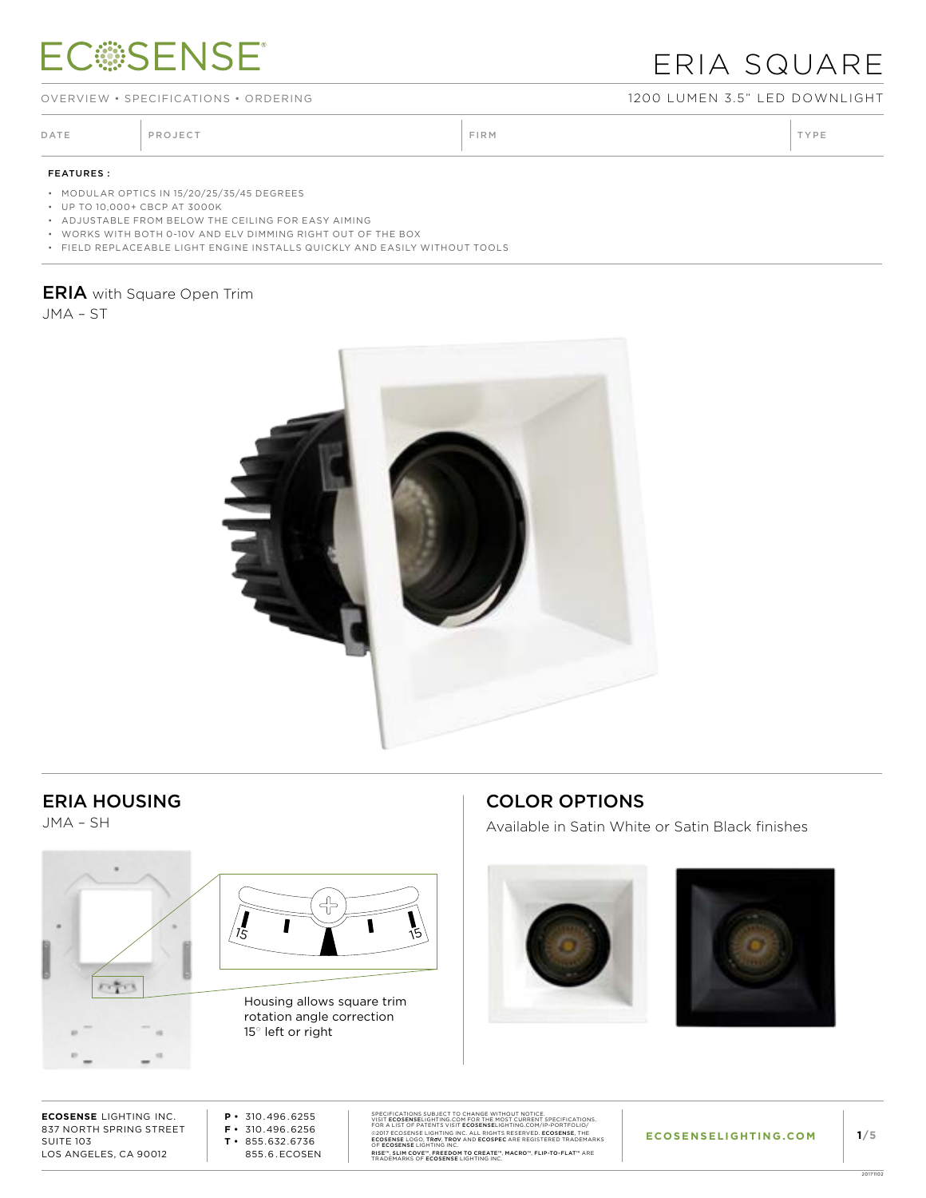# ERIA SQUARE

OVERVIEW • SPECIFICATIONS • ORDERING

1200 LUMEN 3.5" LED DOWNLIGHT

| DATE | PROJECT | FIRM | TYPE |
|---|---|---|---|

**FEATURES :**

- MODULAR OPTICS IN 15/20/25/35/45 DEGREES
- UP TO 10,000+ CBCP AT 3000K
- ADJUSTABLE FROM BELOW THE CEILING FOR EASY AIMING
- WORKS WITH BOTH 0-10V AND ELV DIMMING RIGHT OUT OF THE BOX
- FIELD REPLACEABLE LIGHT ENGINE INSTALLS QUICKLY AND EASILY WITHOUT TOOLS

## ERIA with Square Open Trim

JMA – ST

## ERIA HOUSING

JMA – SH

15 15

Housing allows square trim rotation angle correction 15° left or right

## COLOR OPTIONS

Available in Satin White or Satin Black finishes

**ECOSENSE** LIGHTING INC.
837 NORTH SPRING STREET
SUITE 103
LOS ANGELES, CA 90012

**P** • 310.496.6255
**F** • 310.496.6256
**T** • 855.632.6736
855.6.ECOSEN

SPECIFICATIONS SUBJECT TO CHANGE WITHOUT NOTICE.
VISIT **ECOSENSE**LIGHTING.COM FOR THE MOST CURRENT SPECIFICATIONS.
FOR A LIST OF PATENTS VISIT **ECOSENSE**LIGHTING.COM/IP-PORTFOLIO/
©2017 ECOSENSE LIGHTING INC. ALL RIGHTS RESERVED. **ECOSENSE**, THE **ECOSENSE** LOGO, **TROV**, **TROV** AND **ECOSPEC** ARE REGISTERED TRADEMARKS OF **ECOSENSE** LIGHTING INC.
**RISE™**, **SLIM COVE™**, **FREEDOM TO CREATE™**, **MACRO™**, **FLIP-TO-FLAT™** ARE TRADEMARKS OF **ECOSENSE** LIGHTING INC.

**ECOSENSELIGHTING.COM**

20171102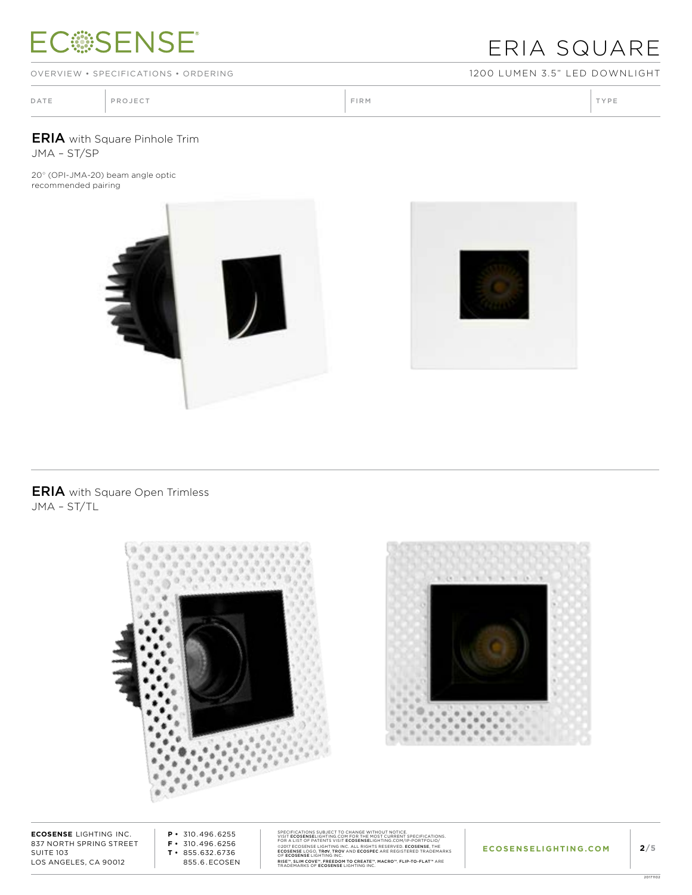# ECOSENSE

# ERIA SQUARE

OVERVIEW • SPECIFICATIONS • ORDERING

1200 LUMEN 3.5" LED DOWNLIGHT

| DATE | PROJECT | FIRM | TYPE |
|---|---|---|---|

## ERIA with Square Pinhole Trim

JMA – ST/SP

20° (OPI-JMA-20) beam angle optic recommended pairing

## ERIA with Square Open Trimless

JMA – ST/TL

---

**ECOSENSE** LIGHTING INC.
837 NORTH SPRING STREET
SUITE 103
LOS ANGELES, CA 90012

**P** • 310.496.6255
**F** • 310.496.6256
**T** • 855.632.6736
855.6.ECOSEN

SPECIFICATIONS SUBJECT TO CHANGE WITHOUT NOTICE.
VISIT **ECOSENSE**LIGHTING.COM FOR THE MOST CURRENT SPECIFICATIONS.
FOR A LIST OF PATENTS VISIT **ECOSENSE**LIGHTING.COM/IP-PORTFOLIO/
©2017 ECOSENSE LIGHTING INC. ALL RIGHTS RESERVED. **ECOSENSE**, THE **ECOSENSE** LOGO, **TROV**, **TROV** AND **ECOSPEC** ARE REGISTERED TRADEMARKS OF **ECOSENSE** LIGHTING INC.
**RISE™**, **SLIM COVE™**, **FREEDOM TO CREATE™**, **MACRO™**, **FLIP-TO-FLAT™** ARE TRADEMARKS OF **ECOSENSE** LIGHTING INC.

**ECOSENSELIGHTING.COM**

20171102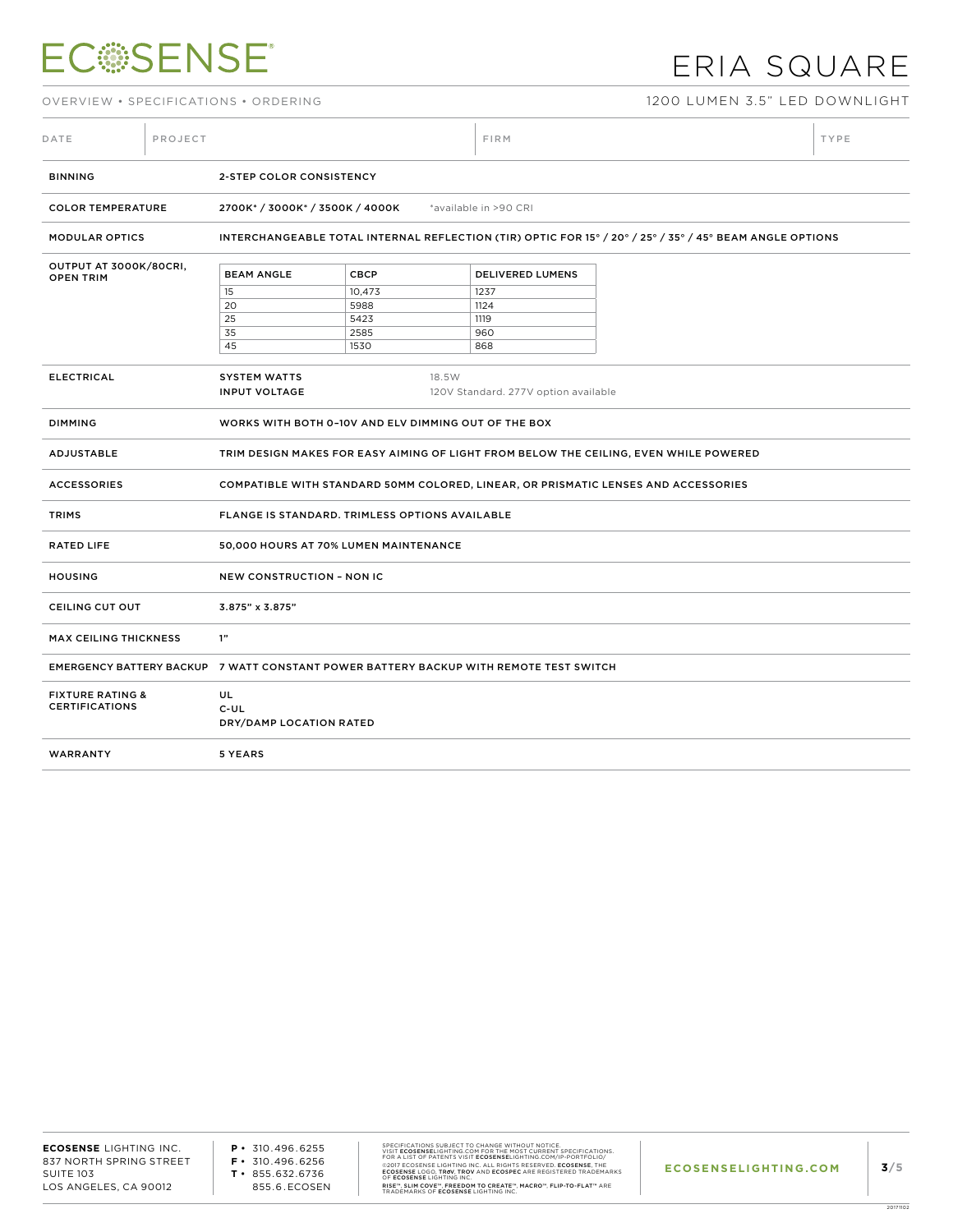# ERIA SQUARE

OVERVIEW • SPECIFICATIONS • ORDERING

1200 LUMEN 3.5" LED DOWNLIGHT

| DATE | PROJECT | FIRM | TYPE |
|---|---|---|---|
| | | | |

| | |
|---|---|
| BINNING | 2-STEP COLOR CONSISTENCY |
| COLOR TEMPERATURE | 2700K* / 3000K* / 3500K / 4000K *available in >90 CRI |
| MODULAR OPTICS | INTERCHANGEABLE TOTAL INTERNAL REFLECTION (TIR) OPTIC FOR 15° / 20° / 25° / 35° / 45° BEAM ANGLE OPTIONS |

**OUTPUT AT 3000K/80CRI, OPEN TRIM**

| BEAM ANGLE | CBCP | DELIVERED LUMENS |
|---|---|---|
| 15 | 10,473 | 1237 |
| 20 | 5988 | 1124 |
| 25 | 5423 | 1119 |
| 35 | 2585 | 960 |
| 45 | 1530 | 868 |

| | |
|---|---|
| ELECTRICAL | SYSTEM WATTS: 18.5W<br>INPUT VOLTAGE: 120V Standard. 277V option available |
| DIMMING | WORKS WITH BOTH 0-10V AND ELV DIMMING OUT OF THE BOX |
| ADJUSTABLE | TRIM DESIGN MAKES FOR EASY AIMING OF LIGHT FROM BELOW THE CEILING, EVEN WHILE POWERED |
| ACCESSORIES | COMPATIBLE WITH STANDARD 50MM COLORED, LINEAR, OR PRISMATIC LENSES AND ACCESSORIES |
| TRIMS | FLANGE IS STANDARD. TRIMLESS OPTIONS AVAILABLE |
| RATED LIFE | 50,000 HOURS AT 70% LUMEN MAINTENANCE |
| HOUSING | NEW CONSTRUCTION – NON IC |
| CEILING CUT OUT | 3.875" x 3.875" |
| MAX CEILING THICKNESS | 1" |
| EMERGENCY BATTERY BACKUP | 7 WATT CONSTANT POWER BATTERY BACKUP WITH REMOTE TEST SWITCH |
| FIXTURE RATING & CERTIFICATIONS | UL<br>C-UL<br>DRY/DAMP LOCATION RATED |
| WARRANTY | 5 YEARS |

**ECOSENSE** LIGHTING INC.
837 NORTH SPRING STREET
SUITE 103
LOS ANGELES, CA 90012

P • 310.496.6255
F • 310.496.6256
T • 855.632.6736
855.6.ECOSEN

SPECIFICATIONS SUBJECT TO CHANGE WITHOUT NOTICE. VISIT ECOSENSELIGHTING.COM FOR THE MOST CURRENT SPECIFICATIONS. FOR A LIST OF PATENTS VISIT ECOSENSELIGHTING.COM/IP-PORTFOLIO/
©2017 ECOSENSE LIGHTING INC. ALL RIGHTS RESERVED. ECOSENSE, THE ECOSENSE LOGO, TROV, TROV AND ECOSPEC ARE REGISTERED TRADEMARKS OF ECOSENSE LIGHTING INC.
RISE™, SLIM COVE™, FREEDOM TO CREATE™, MACRO™, FLIP-TO-FLAT™ ARE TRADEMARKS OF ECOSENSE LIGHTING INC.

ECOSENSELIGHTING.COM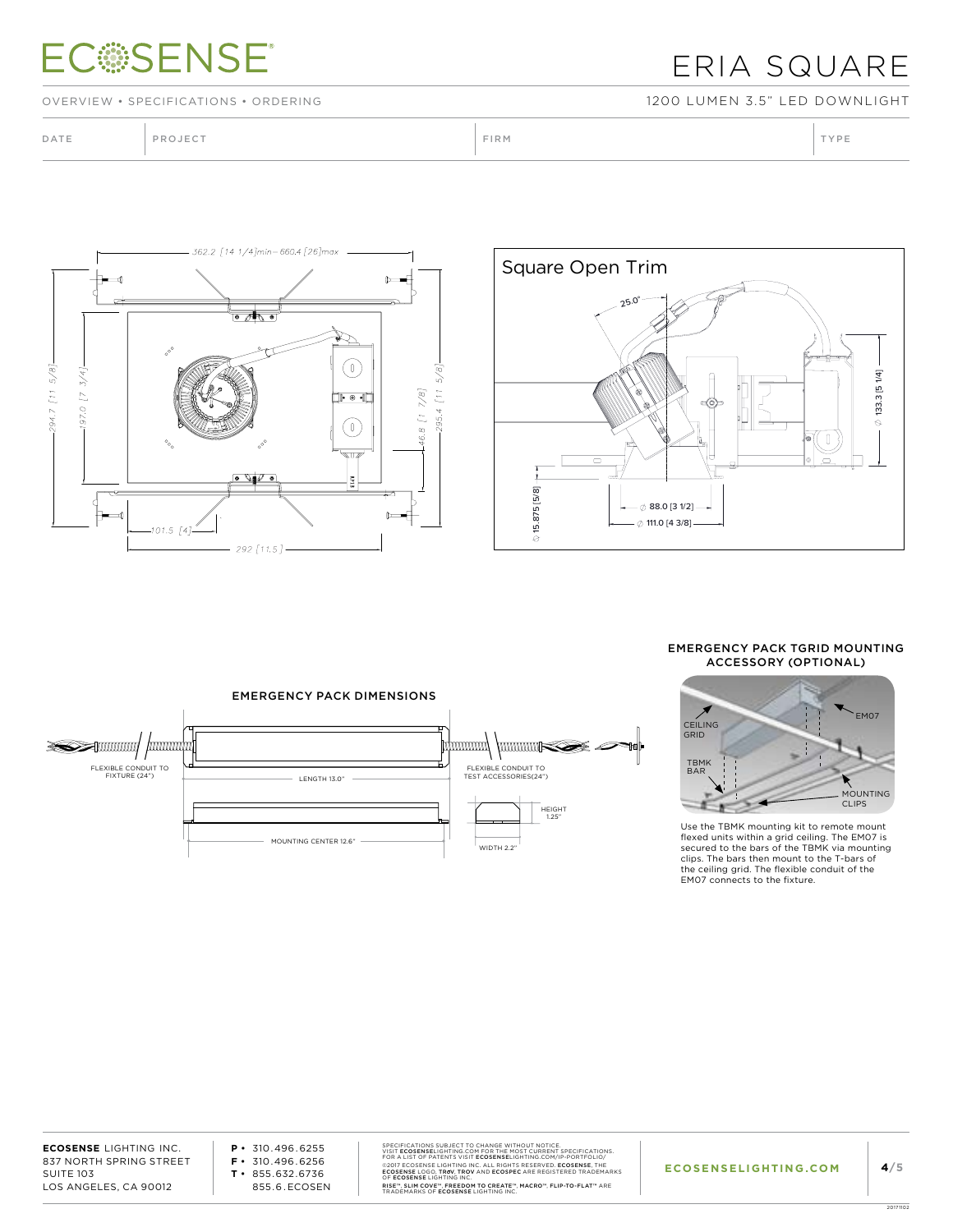# ERIA SQUARE

OVERVIEW • SPECIFICATIONS • ORDERING

1200 LUMEN 3.5" LED DOWNLIGHT

| DATE | PROJECT | FIRM | TYPE |
|---|---|---|---|

362.2 [14 1/4]min– 660.4 [26]max

294.7 [11 5/8]

197.0 [7 3/4]

46.8 [1 7/8]

295.4 [11 5/8]

101.5 [4]

292 [11.5]

## Square Open Trim

25.0°

133.3 [5 1/4]

15.875 [5/8]

∅ 88.0 [3 1/2]

∅ 111.0 [4 3/8]

## EMERGENCY PACK DIMENSIONS

FLEXIBLE CONDUIT TO FIXTURE (24")

LENGTH 13.0"

FLEXIBLE CONDUIT TO TEST ACCESSORIES(24")

HEIGHT 1.25"

MOUNTING CENTER 12.6"

WIDTH 2.2"

## EMERGENCY PACK TGRID MOUNTING ACCESSORY (OPTIONAL)

CEILING GRID

EM07

TBMK BAR

MOUNTING CLIPS

Use the TBMK mounting kit to remote mount flexed units within a grid ceiling. The EM07 is secured to the bars of the TBMK via mounting clips. The bars then mount to the T-bars of the ceiling grid. The flexible conduit of the EM07 connects to the fixture.

**ECOSENSE** LIGHTING INC.
837 NORTH SPRING STREET
SUITE 103
LOS ANGELES, CA 90012

**P** • 310.496.6255
**F** • 310.496.6256
**T** • 855.632.6736
855.6.ECOSEN

SPECIFICATIONS SUBJECT TO CHANGE WITHOUT NOTICE.
VISIT **ECOSENSE**LIGHTING.COM FOR THE MOST CURRENT SPECIFICATIONS.
FOR A LIST OF PATENTS VISIT **ECOSENSE**LIGHTING.COM/IP-PORTFOLIO/
©2017 ECOSENSE LIGHTING INC. ALL RIGHTS RESERVED. **ECOSENSE**, THE **ECOSENSE** LOGO, **TROV**, **TROV** AND **ECOSPEC** ARE REGISTERED TRADEMARKS OF **ECOSENSE** LIGHTING INC.
**RISE™**, **SLIM COVE™**, **FREEDOM TO CREATE™**, **MACRO™**, **FLIP-TO-FLAT™** ARE TRADEMARKS OF **ECOSENSE** LIGHTING INC.

**ECOSENSELIGHTING.COM**

20171102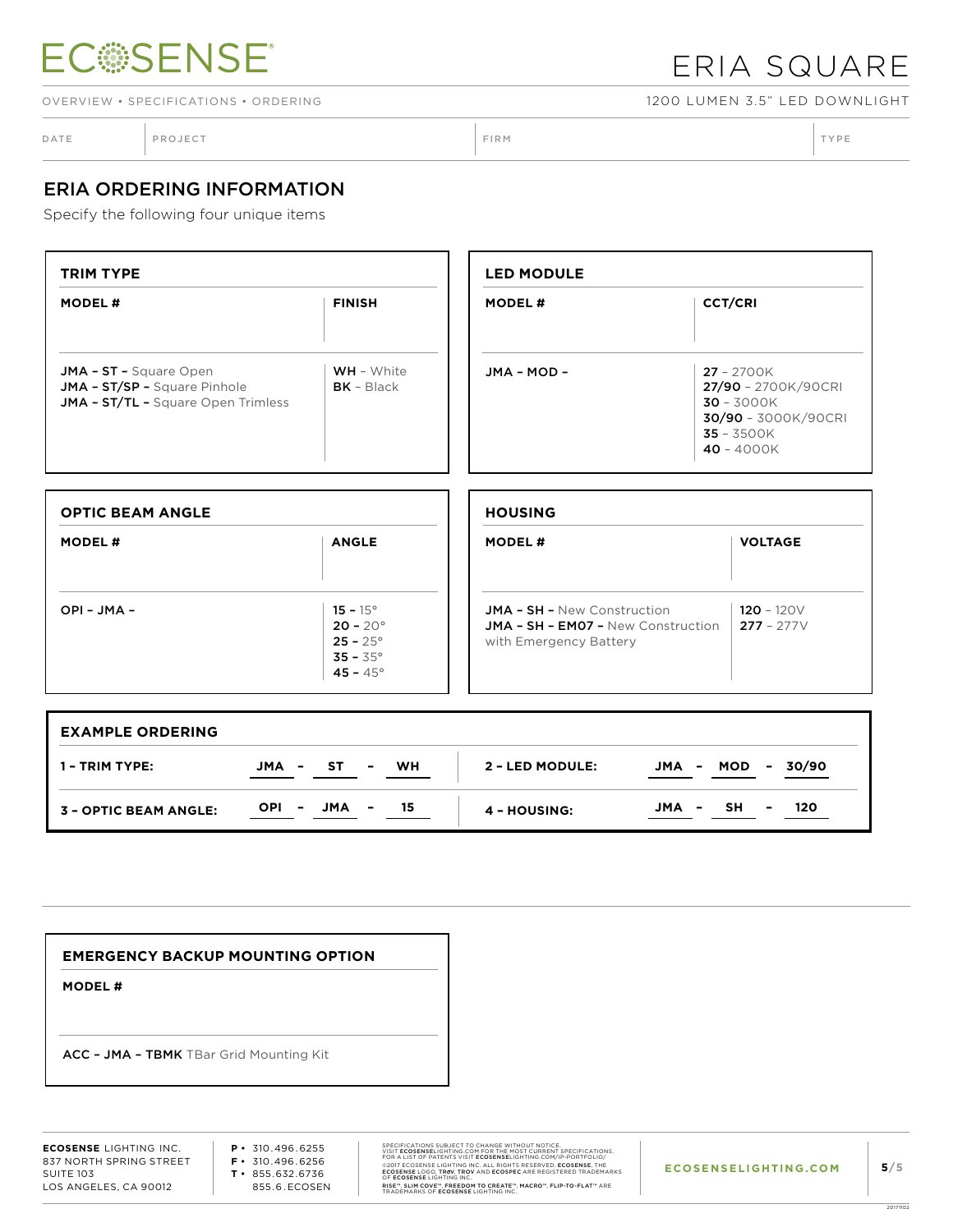# ERIA SQUARE

OVERVIEW • SPECIFICATIONS • ORDERING

1200 LUMEN 3.5" LED DOWNLIGHT

| DATE | PROJECT | FIRM | TYPE |
|---|---|---|---|
| | | | |

## ERIA ORDERING INFORMATION

Specify the following four unique items

### TRIM TYPE

| MODEL # | FINISH |
|---|---|
| **JMA – ST –** Square Open<br>**JMA – ST/SP –** Square Pinhole<br>**JMA – ST/TL –** Square Open Trimless | **WH** – White<br>**BK** – Black |

### LED MODULE

| MODEL # | CCT/CRI |
|---|---|
| **JMA – MOD –** | **27** – 2700K<br>**27/90** – 2700K/90CRI<br>**30** – 3000K<br>**30/90** – 3000K/90CRI<br>**35** – 3500K<br>**40** – 4000K |

### OPTIC BEAM ANGLE

| MODEL # | ANGLE |
|---|---|
| **OPI – JMA –** | **15 –** 15°<br>**20 –** 20°<br>**25 –** 25°<br>**35 –** 35°<br>**45 –** 45° |

### HOUSING

| MODEL # | VOLTAGE |
|---|---|
| **JMA – SH –** New Construction<br>**JMA – SH – EM07 –** New Construction with Emergency Battery | **120** – 120V<br>**277** – 277V |

### EXAMPLE ORDERING

| | | | |
|---|---|---|---|
| **1 – TRIM TYPE:** | JMA – ST – WH | **2 – LED MODULE:** | JMA – MOD – 30/90 |
| **3 – OPTIC BEAM ANGLE:** | OPI – JMA – 15 | **4 – HOUSING:** | JMA – SH – 120 |

### EMERGENCY BACKUP MOUNTING OPTION

| MODEL # |
|---|
| **ACC – JMA – TBMK** TBar Grid Mounting Kit |

**ECOSENSE** LIGHTING INC.
837 NORTH SPRING STREET
SUITE 103
LOS ANGELES, CA 90012

**P** • 310.496.6255
**F** • 310.496.6256
**T** • 855.632.6736
855.6.ECOSEN

SPECIFICATIONS SUBJECT TO CHANGE WITHOUT NOTICE.
VISIT **ECOSENSE**LIGHTING.COM FOR THE MOST CURRENT SPECIFICATIONS.
FOR A LIST OF PATENTS VISIT **ECOSENSE**LIGHTING.COM/IP-PORTFOLIO/
©2017 ECOSENSE LIGHTING INC. ALL RIGHTS RESERVED. **ECOSENSE**, THE **ECOSENSE** LOGO, **TROV**, **TRØV** AND **ECOSPEC** ARE REGISTERED TRADEMARKS OF **ECOSENSE** LIGHTING INC.
**RISE™**, **SLIM COVE™**, **FREEDOM TO CREATE™**, **MACRO™**, **FLIP-TO-FLAT™** ARE TRADEMARKS OF **ECOSENSE** LIGHTING INC.

**ECOSENSELIGHTING.COM**

20171102